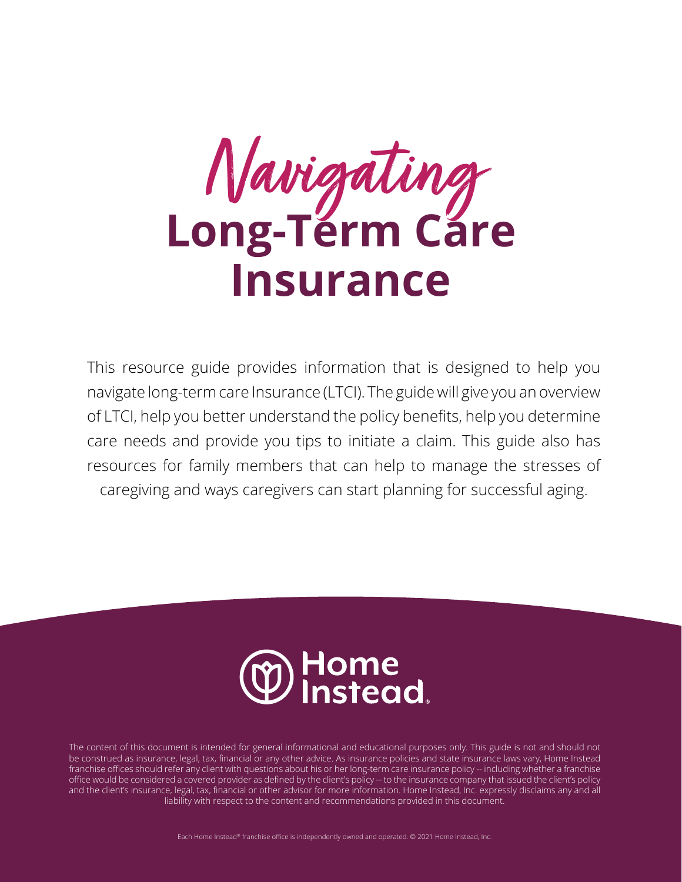# Navigating Long-Term Care Insurance

This resource guide provides information that is designed to help you navigate long-term care Insurance (LTCI). The guide will give you an overview of LTCI, help you better understand the policy benefits, help you determine care needs and provide you tips to initiate a claim. This guide also has resources for family members that can help to manage the stresses of caregiving and ways caregivers can start planning for successful aging.

Home Instead.

The content of this document is intended for general informational and educational purposes only. This guide is not and should not be construed as insurance, legal, tax, financial or any other advice. As insurance policies and state insurance laws vary, Home Instead franchise offices should refer any client with questions about his or her long-term care insurance policy -- including whether a franchise office would be considered a covered provider as defined by the client's policy -- to the insurance company that issued the client's policy and the client's insurance, legal, tax, financial or other advisor for more information. Home Instead, Inc. expressly disclaims any and all liability with respect to the content and recommendations provided in this document.

Each Home Instead® franchise office is independently owned and operated. © 2021 Home Instead, Inc.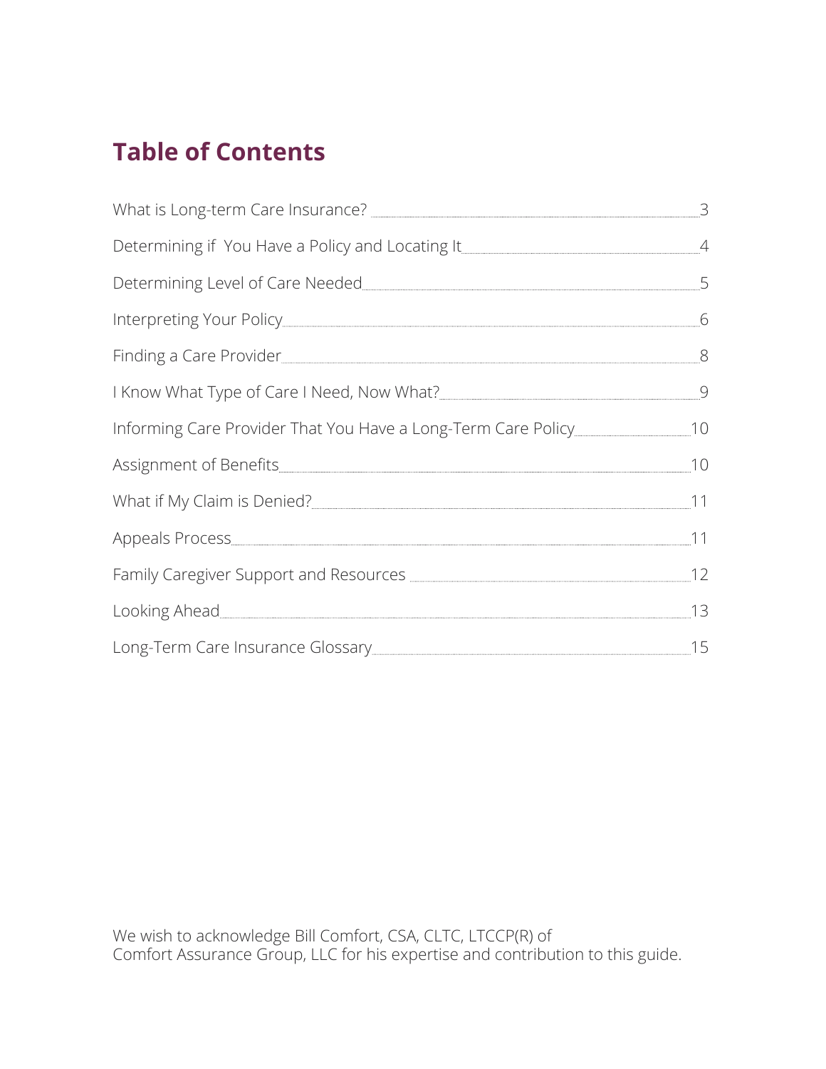## Table of Contents

| | |
|---|---|
| What is Long-term Care Insurance? | 3 |
| Determining if You Have a Policy and Locating It | 4 |
| Determining Level of Care Needed | 5 |
| Interpreting Your Policy | 6 |
| Finding a Care Provider | 8 |
| I Know What Type of Care I Need, Now What? | 9 |
| Informing Care Provider That You Have a Long-Term Care Policy | 10 |
| Assignment of Benefits | 10 |
| What if My Claim is Denied? | 11 |
| Appeals Process | 11 |
| Family Caregiver Support and Resources | 12 |
| Looking Ahead | 13 |
| Long-Term Care Insurance Glossary | 15 |

We wish to acknowledge Bill Comfort, CSA, CLTC, LTCCP(R) of
Comfort Assurance Group, LLC for his expertise and contribution to this guide.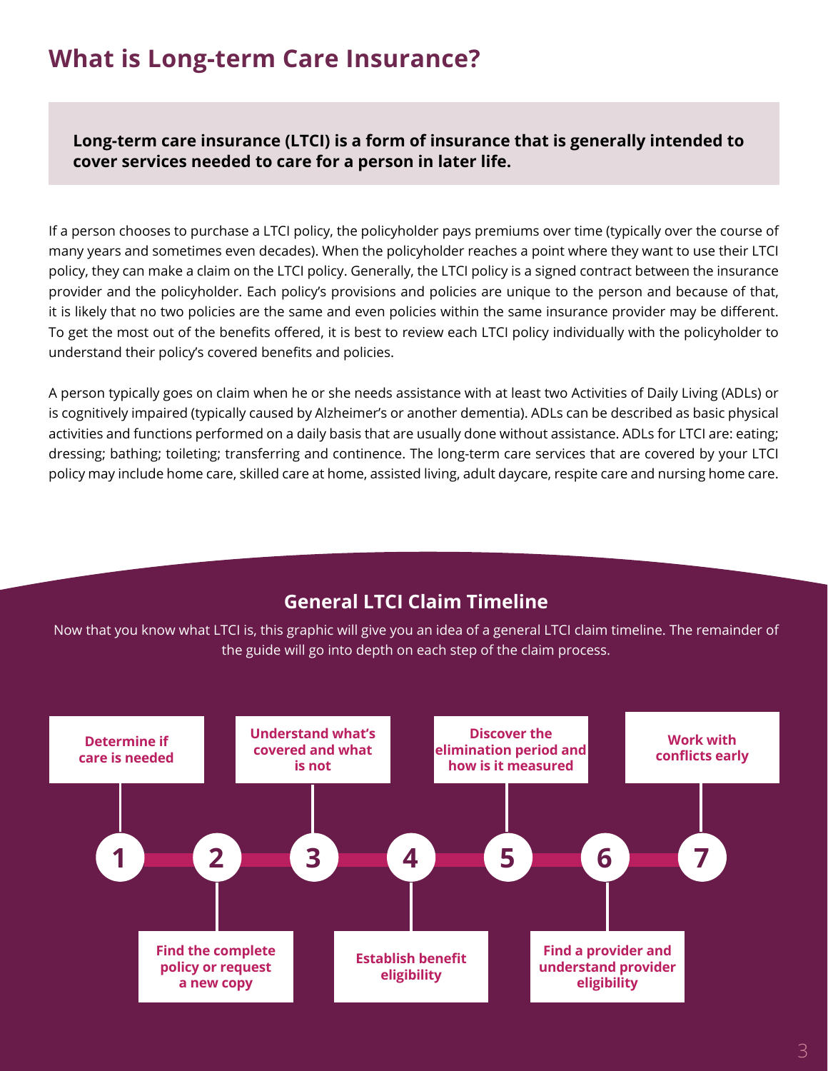# What is Long-term Care Insurance?

**Long-term care insurance (LTCI) is a form of insurance that is generally intended to cover services needed to care for a person in later life.**

If a person chooses to purchase a LTCI policy, the policyholder pays premiums over time (typically over the course of many years and sometimes even decades). When the policyholder reaches a point where they want to use their LTCI policy, they can make a claim on the LTCI policy. Generally, the LTCI policy is a signed contract between the insurance provider and the policyholder. Each policy's provisions and policies are unique to the person and because of that, it is likely that no two policies are the same and even policies within the same insurance provider may be different. To get the most out of the benefits offered, it is best to review each LTCI policy individually with the policyholder to understand their policy's covered benefits and policies.

A person typically goes on claim when he or she needs assistance with at least two Activities of Daily Living (ADLs) or is cognitively impaired (typically caused by Alzheimer's or another dementia). ADLs can be described as basic physical activities and functions performed on a daily basis that are usually done without assistance. ADLs for LTCI are: eating; dressing; bathing; toileting; transferring and continence. The long-term care services that are covered by your LTCI policy may include home care, skilled care at home, assisted living, adult daycare, respite care and nursing home care.

## General LTCI Claim Timeline

Now that you know what LTCI is, this graphic will give you an idea of a general LTCI claim timeline. The remainder of the guide will go into depth on each step of the claim process.

1. **Determine if care is needed**
2. **Find the complete policy or request a new copy**
3. **Understand what's covered and what is not**
4. **Establish benefit eligibility**
5. **Discover the elimination period and how is it measured**
6. **Find a provider and understand provider eligibility**
7. **Work with conflicts early**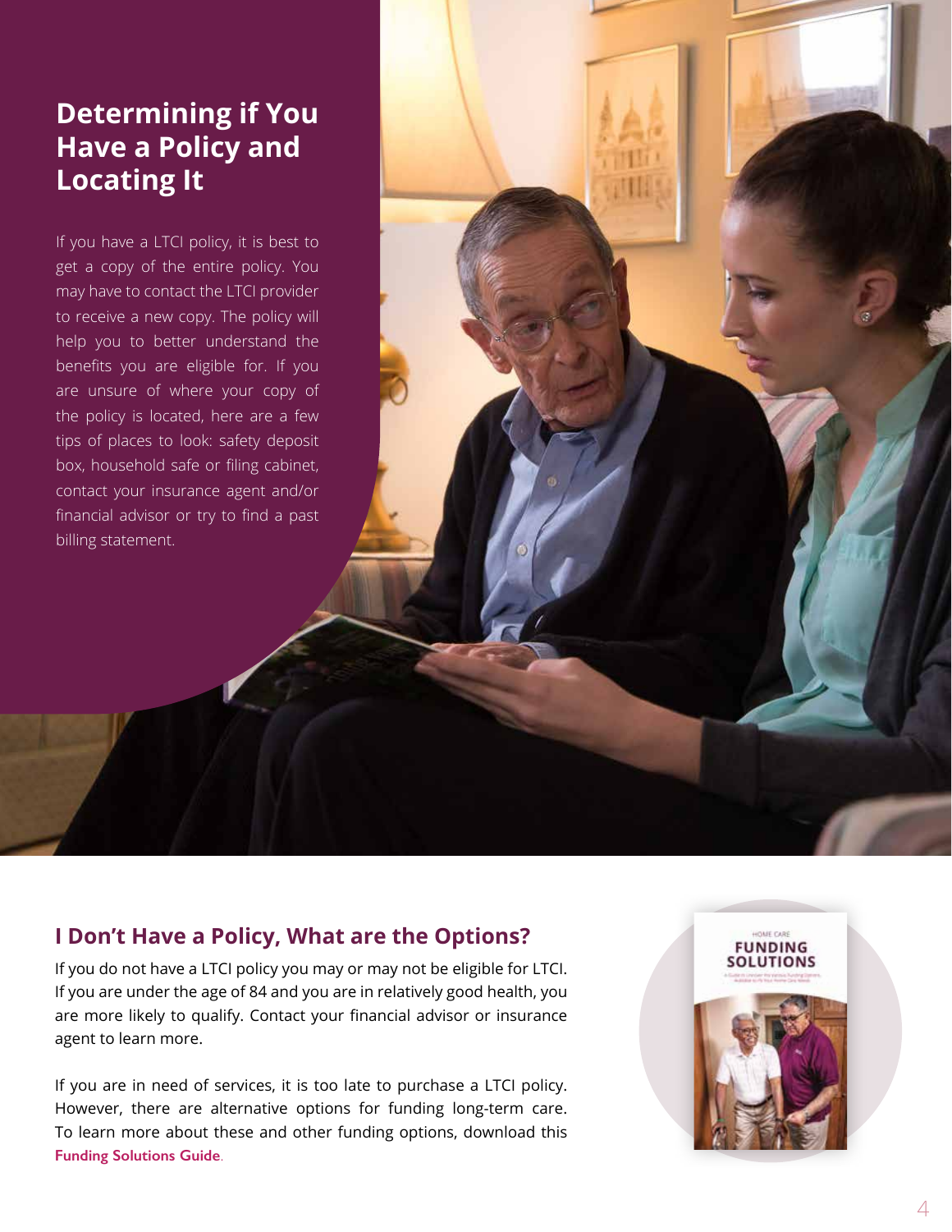## Determining if You Have a Policy and Locating It

If you have a LTCI policy, it is best to get a copy of the entire policy. You may have to contact the LTCI provider to receive a new copy. The policy will help you to better understand the benefits you are eligible for. If you are unsure of where your copy of the policy is located, here are a few tips of places to look: safety deposit box, household safe or filing cabinet, contact your insurance agent and/or financial advisor or try to find a past billing statement.

### I Don't Have a Policy, What are the Options?

If you do not have a LTCI policy you may or may not be eligible for LTCI. If you are under the age of 84 and you are in relatively good health, you are more likely to qualify. Contact your financial advisor or insurance agent to learn more.

If you are in need of services, it is too late to purchase a LTCI policy. However, there are alternative options for funding long-term care. To learn more about these and other funding options, download this **Funding Solutions Guide**.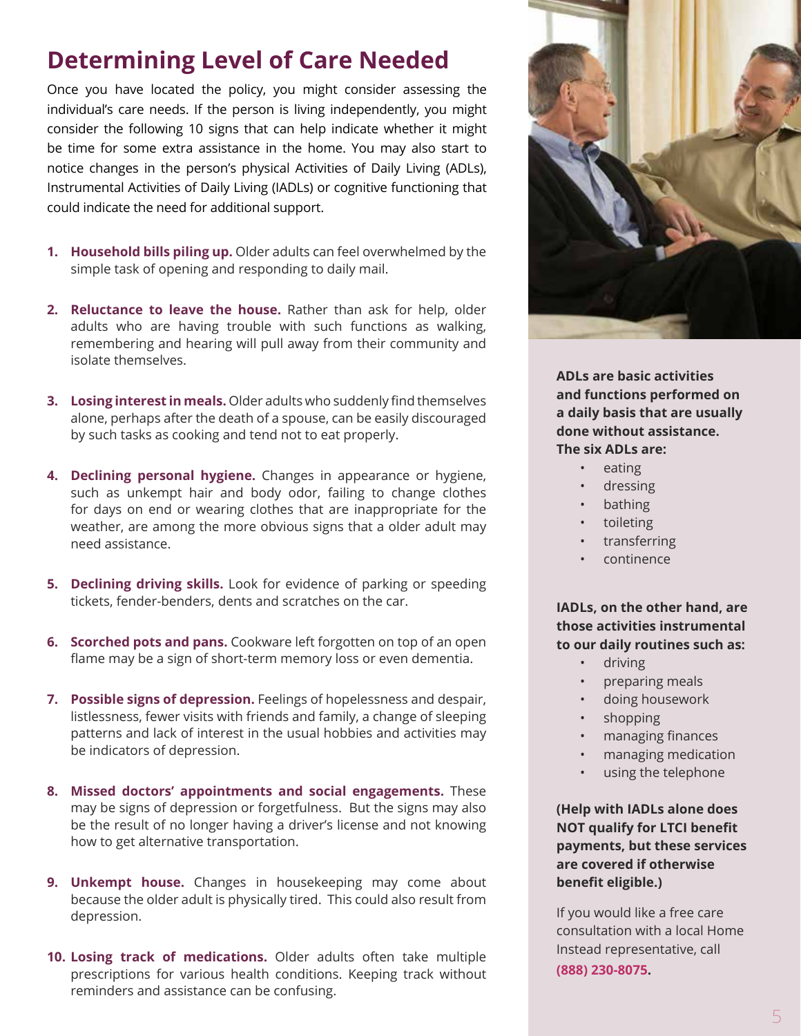# Determining Level of Care Needed

Once you have located the policy, you might consider assessing the individual's care needs. If the person is living independently, you might consider the following 10 signs that can help indicate whether it might be time for some extra assistance in the home. You may also start to notice changes in the person's physical Activities of Daily Living (ADLs), Instrumental Activities of Daily Living (IADLs) or cognitive functioning that could indicate the need for additional support.

1. **Household bills piling up.** Older adults can feel overwhelmed by the simple task of opening and responding to daily mail.

2. **Reluctance to leave the house.** Rather than ask for help, older adults who are having trouble with such functions as walking, remembering and hearing will pull away from their community and isolate themselves.

3. **Losing interest in meals.** Older adults who suddenly find themselves alone, perhaps after the death of a spouse, can be easily discouraged by such tasks as cooking and tend not to eat properly.

4. **Declining personal hygiene.** Changes in appearance or hygiene, such as unkempt hair and body odor, failing to change clothes for days on end or wearing clothes that are inappropriate for the weather, are among the more obvious signs that a older adult may need assistance.

5. **Declining driving skills.** Look for evidence of parking or speeding tickets, fender-benders, dents and scratches on the car.

6. **Scorched pots and pans.** Cookware left forgotten on top of an open flame may be a sign of short-term memory loss or even dementia.

7. **Possible signs of depression.** Feelings of hopelessness and despair, listlessness, fewer visits with friends and family, a change of sleeping patterns and lack of interest in the usual hobbies and activities may be indicators of depression.

8. **Missed doctors' appointments and social engagements.** These may be signs of depression or forgetfulness. But the signs may also be the result of no longer having a driver's license and not knowing how to get alternative transportation.

9. **Unkempt house.** Changes in housekeeping may come about because the older adult is physically tired. This could also result from depression.

10. **Losing track of medications.** Older adults often take multiple prescriptions for various health conditions. Keeping track without reminders and assistance can be confusing.

**ADLs are basic activities and functions performed on a daily basis that are usually done without assistance. The six ADLs are:**

- eating
- dressing
- bathing
- toileting
- transferring
- continence

**IADLs, on the other hand, are those activities instrumental to our daily routines such as:**

- driving
- preparing meals
- doing housework
- shopping
- managing finances
- managing medication
- using the telephone

**(Help with IADLs alone does NOT qualify for LTCI benefit payments, but these services are covered if otherwise benefit eligible.)**

If you would like a free care consultation with a local Home Instead representative, call **(888) 230-8075**.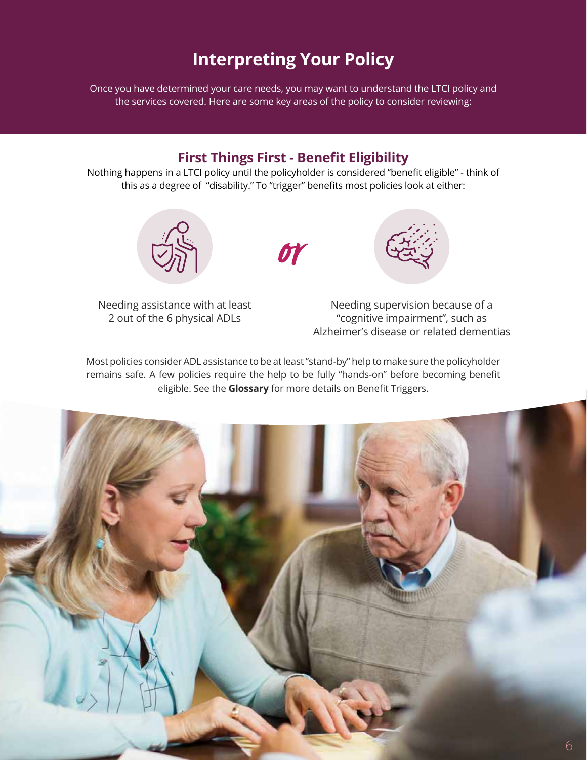# Interpreting Your Policy

Once you have determined your care needs, you may want to understand the LTCI policy and the services covered. Here are some key areas of the policy to consider reviewing:

## First Things First - Benefit Eligibility

Nothing happens in a LTCI policy until the policyholder is considered "benefit eligible" - think of this as a degree of "disability." To "trigger" benefits most policies look at either:

Needing assistance with at least 2 out of the 6 physical ADLs

*or*

Needing supervision because of a "cognitive impairment", such as Alzheimer's disease or related dementias

Most policies consider ADL assistance to be at least "stand-by" help to make sure the policyholder remains safe. A few policies require the help to be fully "hands-on" before becoming benefit eligible. See the **Glossary** for more details on Benefit Triggers.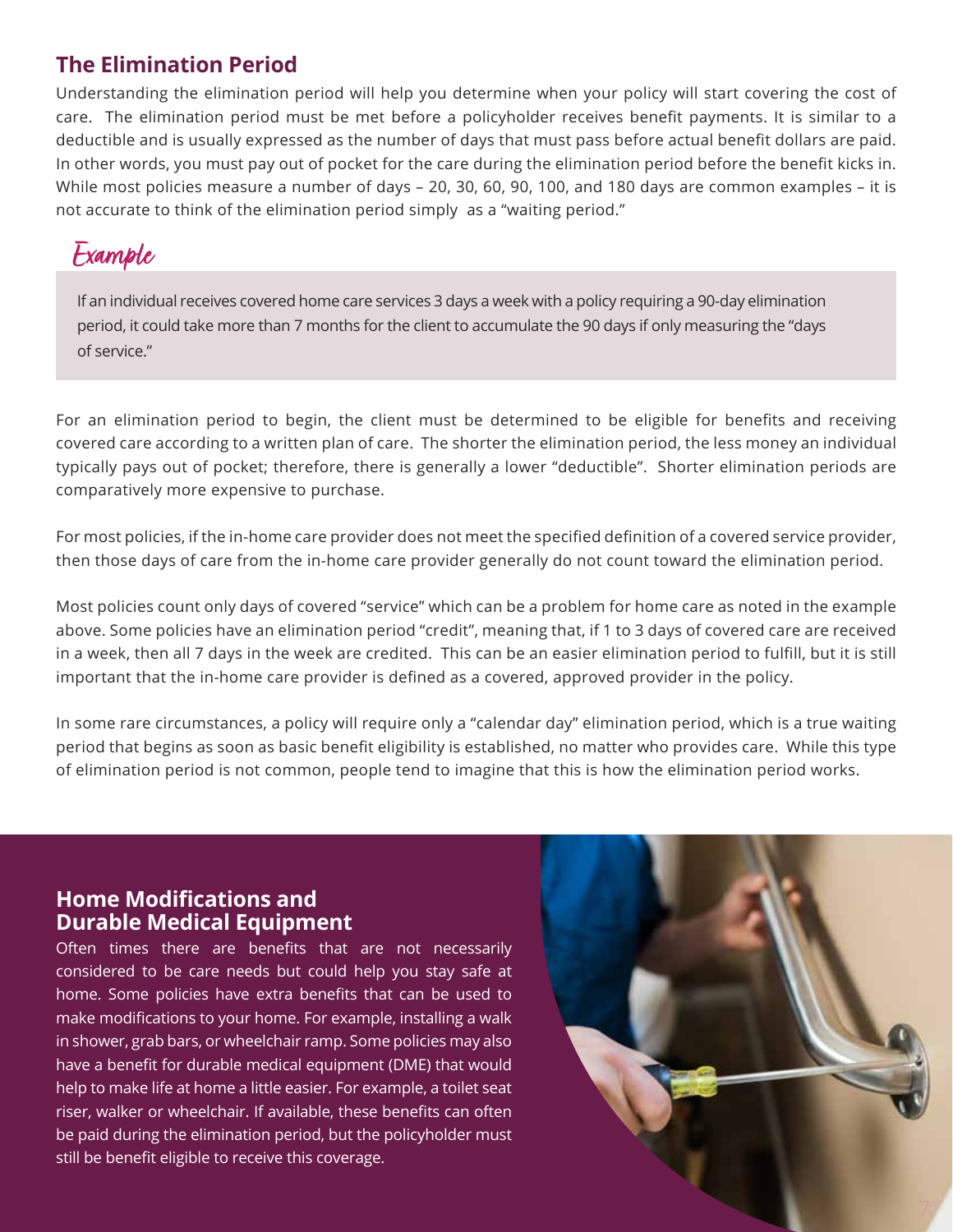## The Elimination Period

Understanding the elimination period will help you determine when your policy will start covering the cost of care. The elimination period must be met before a policyholder receives benefit payments. It is similar to a deductible and is usually expressed as the number of days that must pass before actual benefit dollars are paid. In other words, you must pay out of pocket for the care during the elimination period before the benefit kicks in. While most policies measure a number of days – 20, 30, 60, 90, 100, and 180 days are common examples – it is not accurate to think of the elimination period simply as a "waiting period."

### Example

If an individual receives covered home care services 3 days a week with a policy requiring a 90-day elimination period, it could take more than 7 months for the client to accumulate the 90 days if only measuring the "days of service."

For an elimination period to begin, the client must be determined to be eligible for benefits and receiving covered care according to a written plan of care. The shorter the elimination period, the less money an individual typically pays out of pocket; therefore, there is generally a lower "deductible". Shorter elimination periods are comparatively more expensive to purchase.

For most policies, if the in-home care provider does not meet the specified definition of a covered service provider, then those days of care from the in-home care provider generally do not count toward the elimination period.

Most policies count only days of covered "service" which can be a problem for home care as noted in the example above. Some policies have an elimination period "credit", meaning that, if 1 to 3 days of covered care are received in a week, then all 7 days in the week are credited. This can be an easier elimination period to fulfill, but it is still important that the in-home care provider is defined as a covered, approved provider in the policy.

In some rare circumstances, a policy will require only a "calendar day" elimination period, which is a true waiting period that begins as soon as basic benefit eligibility is established, no matter who provides care. While this type of elimination period is not common, people tend to imagine that this is how the elimination period works.

## Home Modifications and Durable Medical Equipment

Often times there are benefits that are not necessarily considered to be care needs but could help you stay safe at home. Some policies have extra benefits that can be used to make modifications to your home. For example, installing a walk in shower, grab bars, or wheelchair ramp. Some policies may also have a benefit for durable medical equipment (DME) that would help to make life at home a little easier. For example, a toilet seat riser, walker or wheelchair. If available, these benefits can often be paid during the elimination period, but the policyholder must still be benefit eligible to receive this coverage.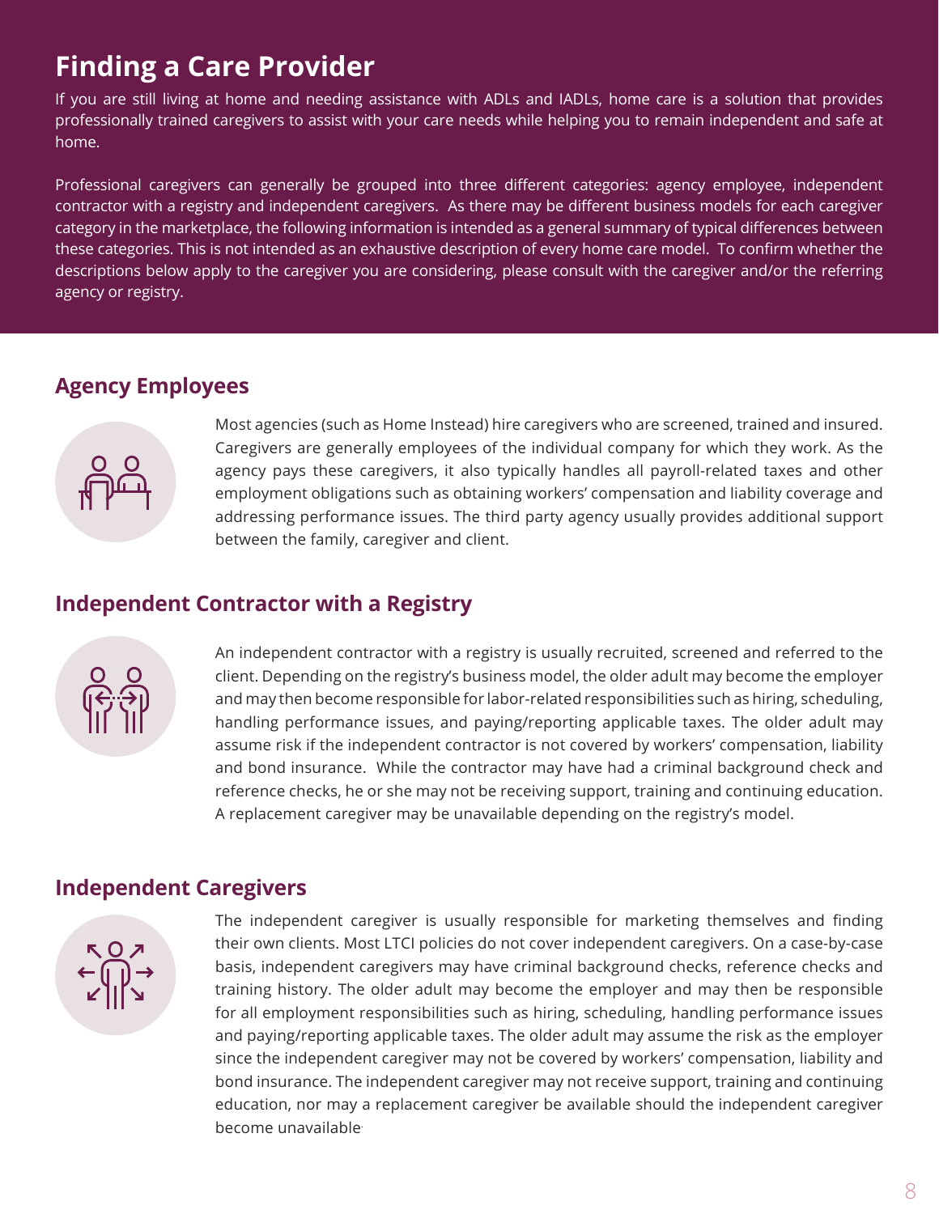# Finding a Care Provider

If you are still living at home and needing assistance with ADLs and IADLs, home care is a solution that provides professionally trained caregivers to assist with your care needs while helping you to remain independent and safe at home.

Professional caregivers can generally be grouped into three different categories: agency employee, independent contractor with a registry and independent caregivers. As there may be different business models for each caregiver category in the marketplace, the following information is intended as a general summary of typical differences between these categories. This is not intended as an exhaustive description of every home care model. To confirm whether the descriptions below apply to the caregiver you are considering, please consult with the caregiver and/or the referring agency or registry.

## Agency Employees

Most agencies (such as Home Instead) hire caregivers who are screened, trained and insured. Caregivers are generally employees of the individual company for which they work. As the agency pays these caregivers, it also typically handles all payroll-related taxes and other employment obligations such as obtaining workers' compensation and liability coverage and addressing performance issues. The third party agency usually provides additional support between the family, caregiver and client.

## Independent Contractor with a Registry

An independent contractor with a registry is usually recruited, screened and referred to the client. Depending on the registry's business model, the older adult may become the employer and may then become responsible for labor-related responsibilities such as hiring, scheduling, handling performance issues, and paying/reporting applicable taxes. The older adult may assume risk if the independent contractor is not covered by workers' compensation, liability and bond insurance. While the contractor may have had a criminal background check and reference checks, he or she may not be receiving support, training and continuing education. A replacement caregiver may be unavailable depending on the registry's model.

## Independent Caregivers

The independent caregiver is usually responsible for marketing themselves and finding their own clients. Most LTCI policies do not cover independent caregivers. On a case-by-case basis, independent caregivers may have criminal background checks, reference checks and training history. The older adult may become the employer and may then be responsible for all employment responsibilities such as hiring, scheduling, handling performance issues and paying/reporting applicable taxes. The older adult may assume the risk as the employer since the independent caregiver may not be covered by workers' compensation, liability and bond insurance. The independent caregiver may not receive support, training and continuing education, nor may a replacement caregiver be available should the independent caregiver become unavailable.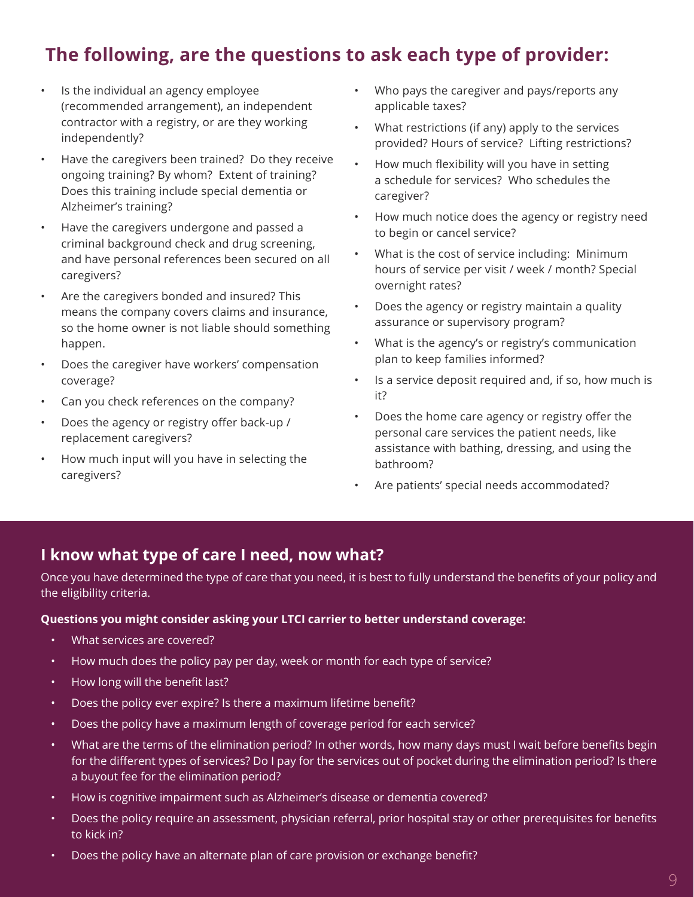## The following, are the questions to ask each type of provider:

- Is the individual an agency employee (recommended arrangement), an independent contractor with a registry, or are they working independently?
- Have the caregivers been trained? Do they receive ongoing training? By whom? Extent of training? Does this training include special dementia or Alzheimer's training?
- Have the caregivers undergone and passed a criminal background check and drug screening, and have personal references been secured on all caregivers?
- Are the caregivers bonded and insured? This means the company covers claims and insurance, so the home owner is not liable should something happen.
- Does the caregiver have workers' compensation coverage?
- Can you check references on the company?
- Does the agency or registry offer back-up / replacement caregivers?
- How much input will you have in selecting the caregivers?
- Who pays the caregiver and pays/reports any applicable taxes?
- What restrictions (if any) apply to the services provided? Hours of service? Lifting restrictions?
- How much flexibility will you have in setting a schedule for services? Who schedules the caregiver?
- How much notice does the agency or registry need to begin or cancel service?
- What is the cost of service including: Minimum hours of service per visit / week / month? Special overnight rates?
- Does the agency or registry maintain a quality assurance or supervisory program?
- What is the agency's or registry's communication plan to keep families informed?
- Is a service deposit required and, if so, how much is it?
- Does the home care agency or registry offer the personal care services the patient needs, like assistance with bathing, dressing, and using the bathroom?
- Are patients' special needs accommodated?

### I know what type of care I need, now what?

Once you have determined the type of care that you need, it is best to fully understand the benefits of your policy and the eligibility criteria.

**Questions you might consider asking your LTCI carrier to better understand coverage:**

- What services are covered?
- How much does the policy pay per day, week or month for each type of service?
- How long will the benefit last?
- Does the policy ever expire? Is there a maximum lifetime benefit?
- Does the policy have a maximum length of coverage period for each service?
- What are the terms of the elimination period? In other words, how many days must I wait before benefits begin for the different types of services? Do I pay for the services out of pocket during the elimination period? Is there a buyout fee for the elimination period?
- How is cognitive impairment such as Alzheimer's disease or dementia covered?
- Does the policy require an assessment, physician referral, prior hospital stay or other prerequisites for benefits to kick in?
- Does the policy have an alternate plan of care provision or exchange benefit?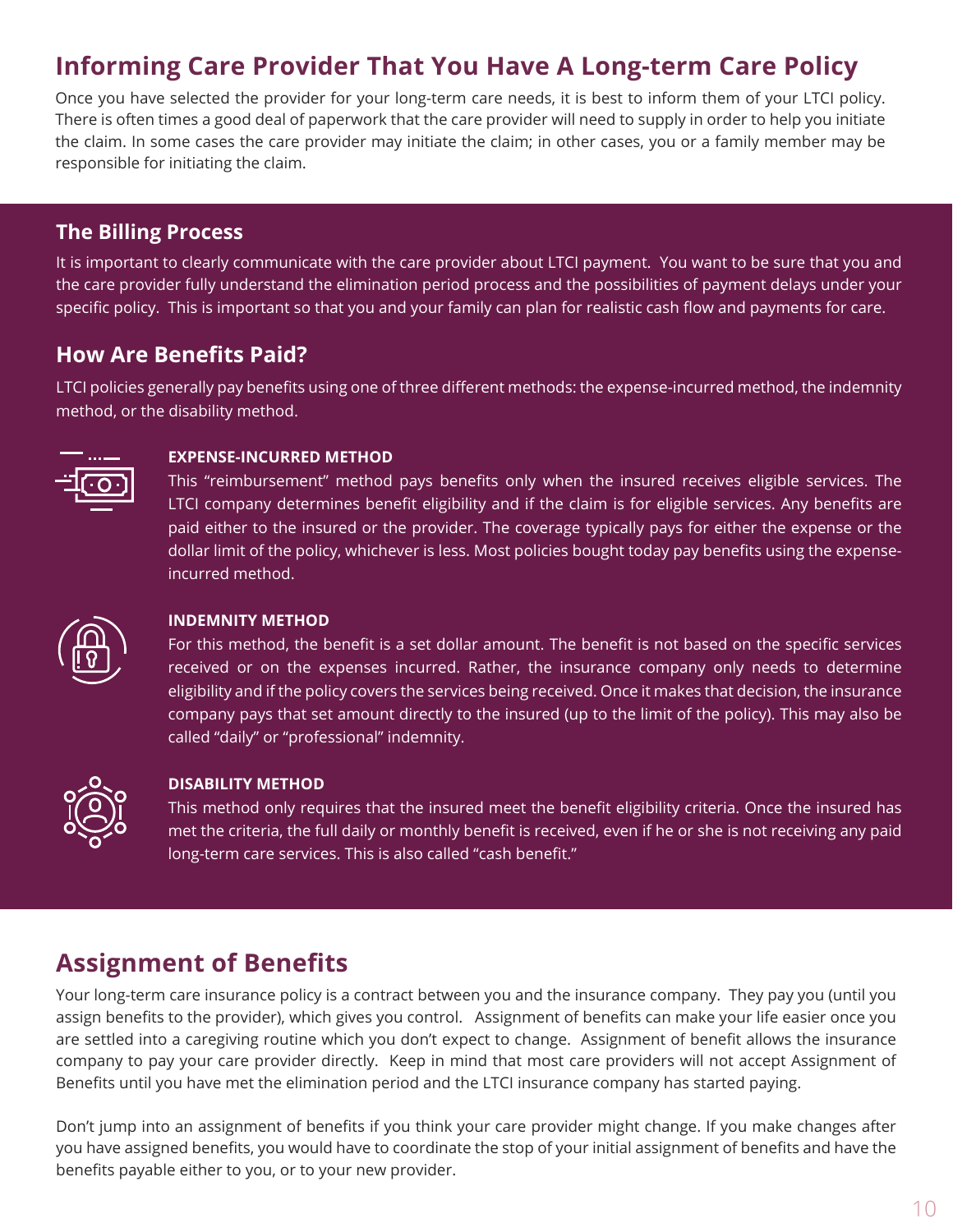## Informing Care Provider That You Have A Long-term Care Policy

Once you have selected the provider for your long-term care needs, it is best to inform them of your LTCI policy. There is often times a good deal of paperwork that the care provider will need to supply in order to help you initiate the claim. In some cases the care provider may initiate the claim; in other cases, you or a family member may be responsible for initiating the claim.

### The Billing Process

It is important to clearly communicate with the care provider about LTCI payment. You want to be sure that you and the care provider fully understand the elimination period process and the possibilities of payment delays under your specific policy. This is important so that you and your family can plan for realistic cash flow and payments for care.

### How Are Benefits Paid?

LTCI policies generally pay benefits using one of three different methods: the expense-incurred method, the indemnity method, or the disability method.

**EXPENSE-INCURRED METHOD**

This "reimbursement" method pays benefits only when the insured receives eligible services. The LTCI company determines benefit eligibility and if the claim is for eligible services. Any benefits are paid either to the insured or the provider. The coverage typically pays for either the expense or the dollar limit of the policy, whichever is less. Most policies bought today pay benefits using the expense-incurred method.

**INDEMNITY METHOD**

For this method, the benefit is a set dollar amount. The benefit is not based on the specific services received or on the expenses incurred. Rather, the insurance company only needs to determine eligibility and if the policy covers the services being received. Once it makes that decision, the insurance company pays that set amount directly to the insured (up to the limit of the policy). This may also be called "daily" or "professional" indemnity.

**DISABILITY METHOD**

This method only requires that the insured meet the benefit eligibility criteria. Once the insured has met the criteria, the full daily or monthly benefit is received, even if he or she is not receiving any paid long-term care services. This is also called "cash benefit."

## Assignment of Benefits

Your long-term care insurance policy is a contract between you and the insurance company. They pay you (until you assign benefits to the provider), which gives you control. Assignment of benefits can make your life easier once you are settled into a caregiving routine which you don't expect to change. Assignment of benefit allows the insurance company to pay your care provider directly. Keep in mind that most care providers will not accept Assignment of Benefits until you have met the elimination period and the LTCI insurance company has started paying.

Don't jump into an assignment of benefits if you think your care provider might change. If you make changes after you have assigned benefits, you would have to coordinate the stop of your initial assignment of benefits and have the benefits payable either to you, or to your new provider.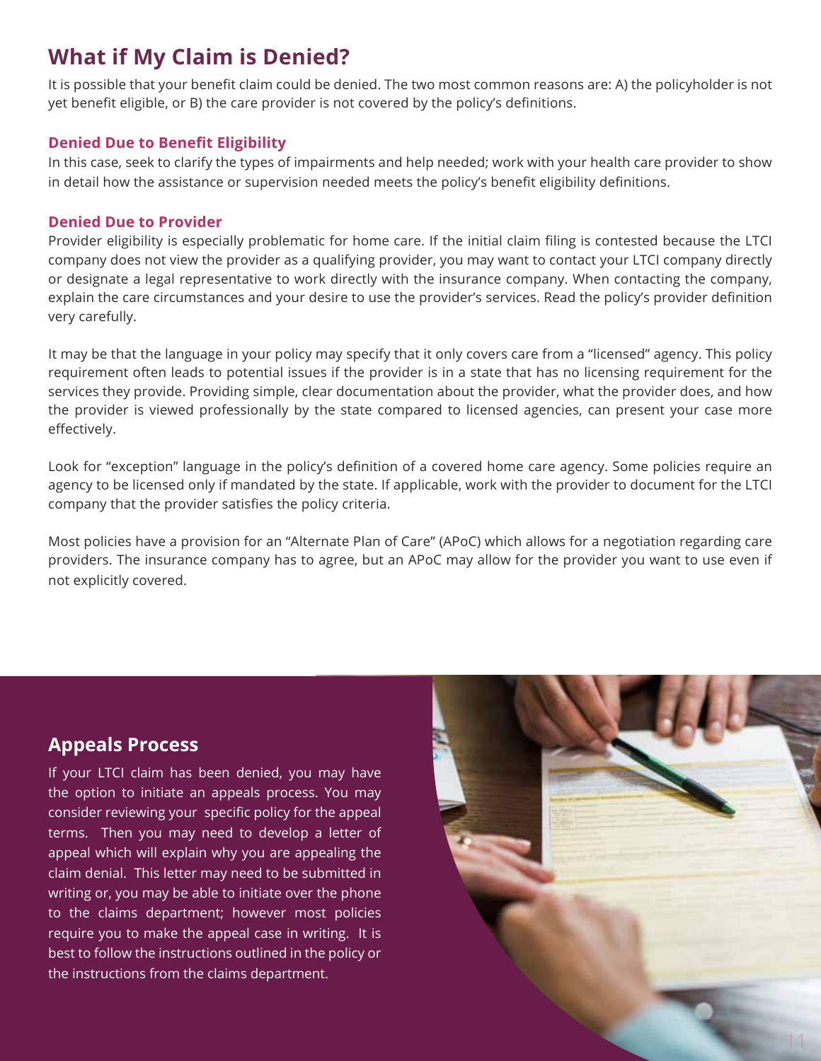# What if My Claim is Denied?

It is possible that your benefit claim could be denied. The two most common reasons are: A) the policyholder is not yet benefit eligible, or B) the care provider is not covered by the policy's definitions.

### Denied Due to Benefit Eligibility

In this case, seek to clarify the types of impairments and help needed; work with your health care provider to show in detail how the assistance or supervision needed meets the policy's benefit eligibility definitions.

### Denied Due to Provider

Provider eligibility is especially problematic for home care. If the initial claim filing is contested because the LTCI company does not view the provider as a qualifying provider, you may want to contact your LTCI company directly or designate a legal representative to work directly with the insurance company. When contacting the company, explain the care circumstances and your desire to use the provider's services. Read the policy's provider definition very carefully.

It may be that the language in your policy may specify that it only covers care from a "licensed" agency. This policy requirement often leads to potential issues if the provider is in a state that has no licensing requirement for the services they provide. Providing simple, clear documentation about the provider, what the provider does, and how the provider is viewed professionally by the state compared to licensed agencies, can present your case more effectively.

Look for "exception" language in the policy's definition of a covered home care agency. Some policies require an agency to be licensed only if mandated by the state. If applicable, work with the provider to document for the LTCI company that the provider satisfies the policy criteria.

Most policies have a provision for an "Alternate Plan of Care" (APoC) which allows for a negotiation regarding care providers. The insurance company has to agree, but an APoC may allow for the provider you want to use even if not explicitly covered.

## Appeals Process

If your LTCI claim has been denied, you may have the option to initiate an appeals process. You may consider reviewing your specific policy for the appeal terms. Then you may need to develop a letter of appeal which will explain why you are appealing the claim denial. This letter may need to be submitted in writing or, you may be able to initiate over the phone to the claims department; however most policies require you to make the appeal case in writing. It is best to follow the instructions outlined in the policy or the instructions from the claims department.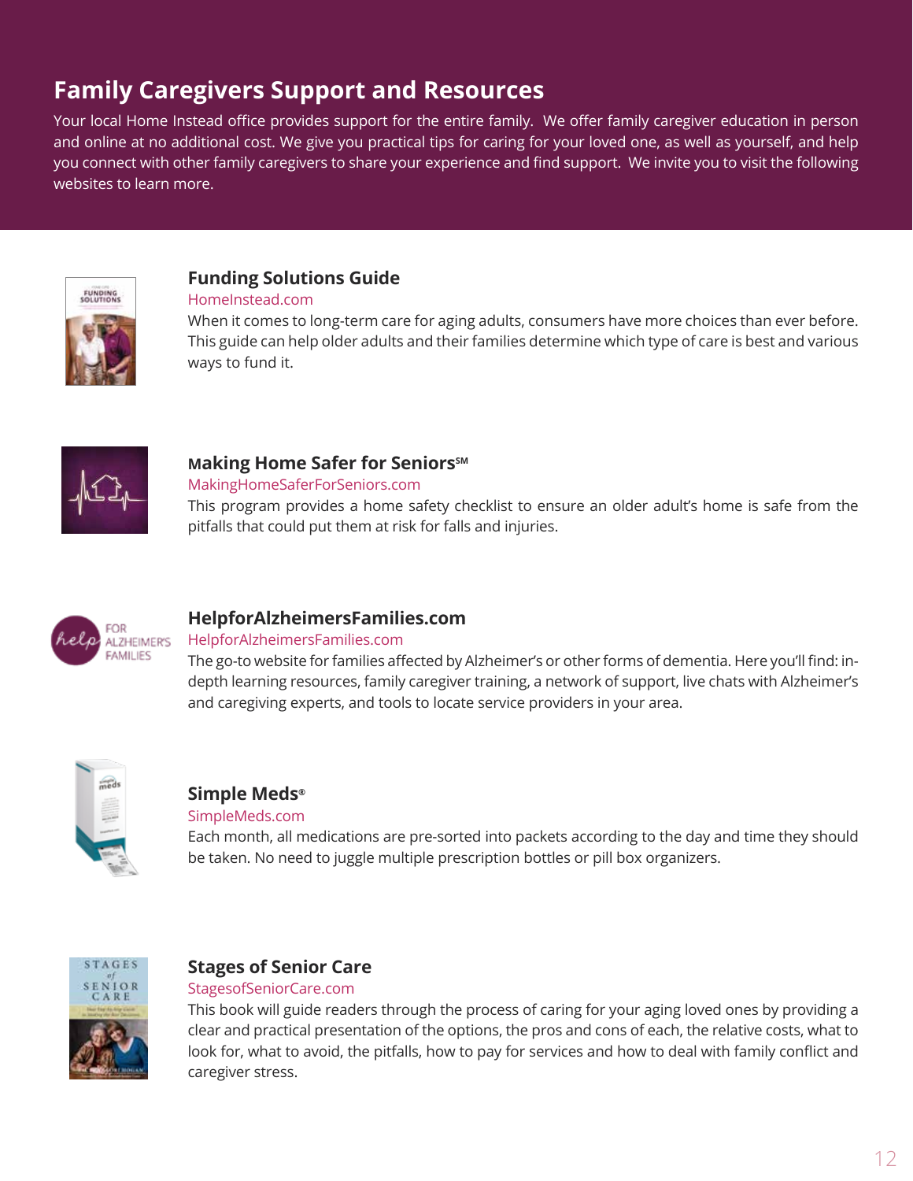# Family Caregivers Support and Resources

Your local Home Instead office provides support for the entire family. We offer family caregiver education in person and online at no additional cost. We give you practical tips for caring for your loved one, as well as yourself, and help you connect with other family caregivers to share your experience and find support. We invite you to visit the following websites to learn more.

## Funding Solutions Guide

HomeInstead.com

When it comes to long-term care for aging adults, consumers have more choices than ever before. This guide can help older adults and their families determine which type of care is best and various ways to fund it.

## Making Home Safer for Seniors℠

MakingHomeSaferForSeniors.com

This program provides a home safety checklist to ensure an older adult's home is safe from the pitfalls that could put them at risk for falls and injuries.

## HelpforAlzheimersFamilies.com

HelpforAlzheimersFamilies.com

The go-to website for families affected by Alzheimer's or other forms of dementia. Here you'll find: in-depth learning resources, family caregiver training, a network of support, live chats with Alzheimer's and caregiving experts, and tools to locate service providers in your area.

## Simple Meds®

SimpleMeds.com

Each month, all medications are pre-sorted into packets according to the day and time they should be taken. No need to juggle multiple prescription bottles or pill box organizers.

## Stages of Senior Care

StagesofSeniorCare.com

This book will guide readers through the process of caring for your aging loved ones by providing a clear and practical presentation of the options, the pros and cons of each, the relative costs, what to look for, what to avoid, the pitfalls, how to pay for services and how to deal with family conflict and caregiver stress.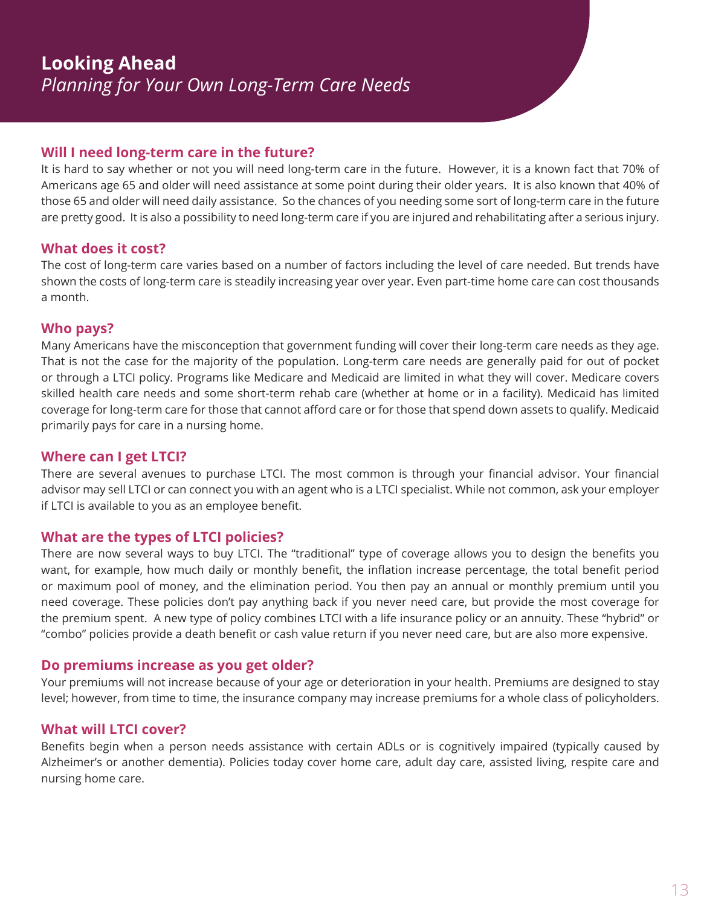# Looking Ahead

*Planning for Your Own Long-Term Care Needs*

## Will I need long-term care in the future?

It is hard to say whether or not you will need long-term care in the future. However, it is a known fact that 70% of Americans age 65 and older will need assistance at some point during their older years. It is also known that 40% of those 65 and older will need daily assistance. So the chances of you needing some sort of long-term care in the future are pretty good. It is also a possibility to need long-term care if you are injured and rehabilitating after a serious injury.

## What does it cost?

The cost of long-term care varies based on a number of factors including the level of care needed. But trends have shown the costs of long-term care is steadily increasing year over year. Even part-time home care can cost thousands a month.

## Who pays?

Many Americans have the misconception that government funding will cover their long-term care needs as they age. That is not the case for the majority of the population. Long-term care needs are generally paid for out of pocket or through a LTCI policy. Programs like Medicare and Medicaid are limited in what they will cover. Medicare covers skilled health care needs and some short-term rehab care (whether at home or in a facility). Medicaid has limited coverage for long-term care for those that cannot afford care or for those that spend down assets to qualify. Medicaid primarily pays for care in a nursing home.

## Where can I get LTCI?

There are several avenues to purchase LTCI. The most common is through your financial advisor. Your financial advisor may sell LTCI or can connect you with an agent who is a LTCI specialist. While not common, ask your employer if LTCI is available to you as an employee benefit.

## What are the types of LTCI policies?

There are now several ways to buy LTCI. The "traditional" type of coverage allows you to design the benefits you want, for example, how much daily or monthly benefit, the inflation increase percentage, the total benefit period or maximum pool of money, and the elimination period. You then pay an annual or monthly premium until you need coverage. These policies don't pay anything back if you never need care, but provide the most coverage for the premium spent. A new type of policy combines LTCI with a life insurance policy or an annuity. These "hybrid" or "combo" policies provide a death benefit or cash value return if you never need care, but are also more expensive.

## Do premiums increase as you get older?

Your premiums will not increase because of your age or deterioration in your health. Premiums are designed to stay level; however, from time to time, the insurance company may increase premiums for a whole class of policyholders.

## What will LTCI cover?

Benefits begin when a person needs assistance with certain ADLs or is cognitively impaired (typically caused by Alzheimer's or another dementia). Policies today cover home care, adult day care, assisted living, respite care and nursing home care.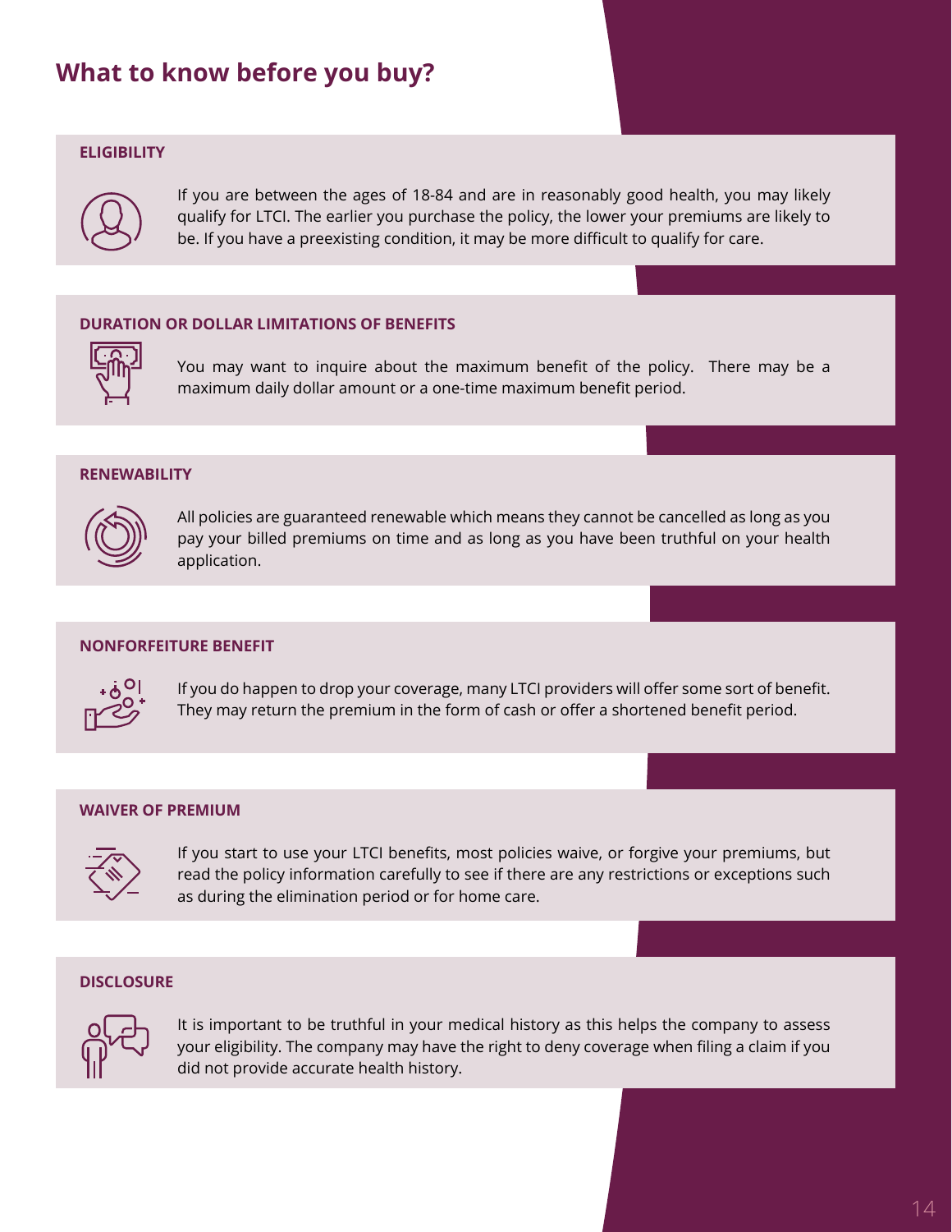## What to know before you buy?

### ELIGIBILITY

If you are between the ages of 18-84 and are in reasonably good health, you may likely qualify for LTCI. The earlier you purchase the policy, the lower your premiums are likely to be. If you have a preexisting condition, it may be more difficult to qualify for care.

### DURATION OR DOLLAR LIMITATIONS OF BENEFITS

You may want to inquire about the maximum benefit of the policy. There may be a maximum daily dollar amount or a one-time maximum benefit period.

### RENEWABILITY

All policies are guaranteed renewable which means they cannot be cancelled as long as you pay your billed premiums on time and as long as you have been truthful on your health application.

### NONFORFEITURE BENEFIT

If you do happen to drop your coverage, many LTCI providers will offer some sort of benefit. They may return the premium in the form of cash or offer a shortened benefit period.

### WAIVER OF PREMIUM

If you start to use your LTCI benefits, most policies waive, or forgive your premiums, but read the policy information carefully to see if there are any restrictions or exceptions such as during the elimination period or for home care.

### DISCLOSURE

It is important to be truthful in your medical history as this helps the company to assess your eligibility. The company may have the right to deny coverage when filing a claim if you did not provide accurate health history.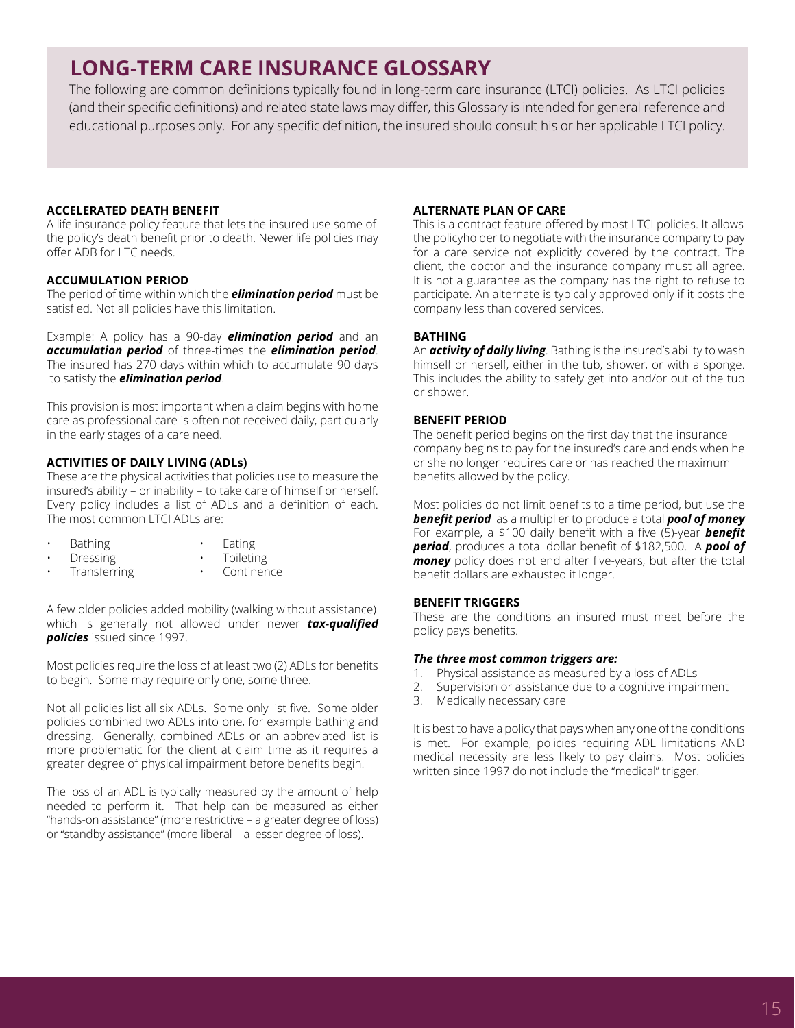# LONG-TERM CARE INSURANCE GLOSSARY

The following are common definitions typically found in long-term care insurance (LTCI) policies. As LTCI policies (and their specific definitions) and related state laws may differ, this Glossary is intended for general reference and educational purposes only. For any specific definition, the insured should consult his or her applicable LTCI policy.

**ACCELERATED DEATH BENEFIT**

A life insurance policy feature that lets the insured use some of the policy's death benefit prior to death. Newer life policies may offer ADB for LTC needs.

**ACCUMULATION PERIOD**

The period of time within which the ***elimination period*** must be satisfied. Not all policies have this limitation.

Example: A policy has a 90-day ***elimination period*** and an ***accumulation period*** of three-times the ***elimination period***. The insured has 270 days within which to accumulate 90 days to satisfy the ***elimination period***.

This provision is most important when a claim begins with home care as professional care is often not received daily, particularly in the early stages of a care need.

**ACTIVITIES OF DAILY LIVING (ADLs)**

These are the physical activities that policies use to measure the insured's ability – or inability – to take care of himself or herself. Every policy includes a list of ADLs and a definition of each. The most common LTCI ADLs are:

- Bathing
- Dressing
- Transferring
- Eating
- Toileting
- Continence

A few older policies added mobility (walking without assistance) which is generally not allowed under newer ***tax-qualified policies*** issued since 1997.

Most policies require the loss of at least two (2) ADLs for benefits to begin. Some may require only one, some three.

Not all policies list all six ADLs. Some only list five. Some older policies combined two ADLs into one, for example bathing and dressing. Generally, combined ADLs or an abbreviated list is more problematic for the client at claim time as it requires a greater degree of physical impairment before benefits begin.

The loss of an ADL is typically measured by the amount of help needed to perform it. That help can be measured as either "hands-on assistance" (more restrictive – a greater degree of loss) or "standby assistance" (more liberal – a lesser degree of loss).

**ALTERNATE PLAN OF CARE**

This is a contract feature offered by most LTCI policies. It allows the policyholder to negotiate with the insurance company to pay for a care service not explicitly covered by the contract. The client, the doctor and the insurance company must all agree. It is not a guarantee as the company has the right to refuse to participate. An alternate is typically approved only if it costs the company less than covered services.

**BATHING**

An ***activity of daily living***. Bathing is the insured's ability to wash himself or herself, either in the tub, shower, or with a sponge. This includes the ability to safely get into and/or out of the tub or shower.

**BENEFIT PERIOD**

The benefit period begins on the first day that the insurance company begins to pay for the insured's care and ends when he or she no longer requires care or has reached the maximum benefits allowed by the policy.

Most policies do not limit benefits to a time period, but use the ***benefit period*** as a multiplier to produce a total ***pool of money*** For example, a $100 daily benefit with a five (5)-year ***benefit period***, produces a total dollar benefit of $182,500. A ***pool of money*** policy does not end after five-years, but after the total benefit dollars are exhausted if longer.

**BENEFIT TRIGGERS**

These are the conditions an insured must meet before the policy pays benefits.

***The three most common triggers are:***

1. Physical assistance as measured by a loss of ADLs
2. Supervision or assistance due to a cognitive impairment
3. Medically necessary care

It is best to have a policy that pays when any one of the conditions is met. For example, policies requiring ADL limitations AND medical necessity are less likely to pay claims. Most policies written since 1997 do not include the "medical" trigger.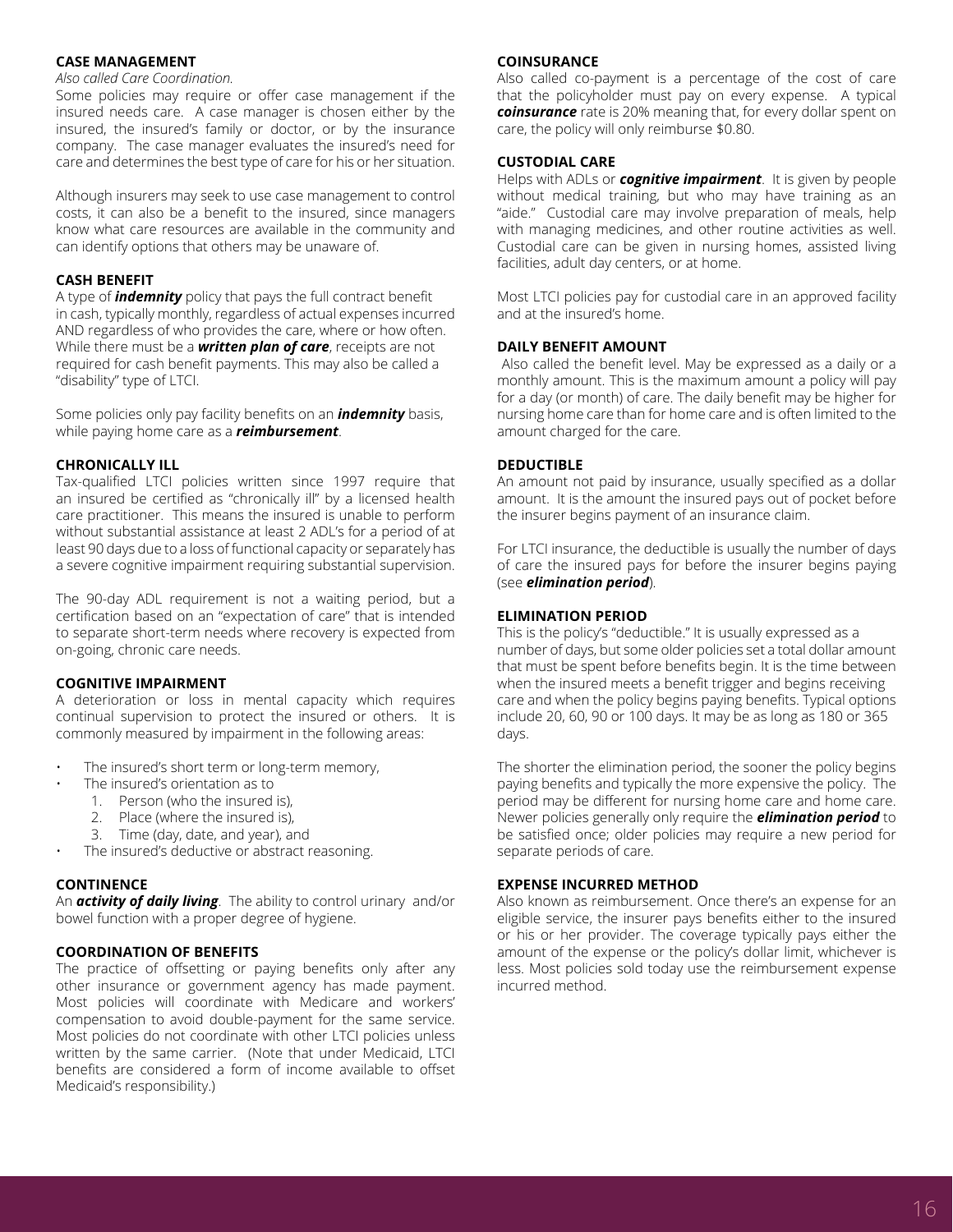### CASE MANAGEMENT

*Also called Care Coordination.*

Some policies may require or offer case management if the insured needs care. A case manager is chosen either by the insured, the insured's family or doctor, or by the insurance company. The case manager evaluates the insured's need for care and determines the best type of care for his or her situation.

Although insurers may seek to use case management to control costs, it can also be a benefit to the insured, since managers know what care resources are available in the community and can identify options that others may be unaware of.

### CASH BENEFIT

A type of ***indemnity*** policy that pays the full contract benefit in cash, typically monthly, regardless of actual expenses incurred AND regardless of who provides the care, where or how often. While there must be a ***written plan of care***, receipts are not required for cash benefit payments. This may also be called a "disability" type of LTCI.

Some policies only pay facility benefits on an ***indemnity*** basis, while paying home care as a ***reimbursement***.

### CHRONICALLY ILL

Tax-qualified LTCI policies written since 1997 require that an insured be certified as "chronically ill" by a licensed health care practitioner. This means the insured is unable to perform without substantial assistance at least 2 ADL's for a period of at least 90 days due to a loss of functional capacity or separately has a severe cognitive impairment requiring substantial supervision.

The 90-day ADL requirement is not a waiting period, but a certification based on an "expectation of care" that is intended to separate short-term needs where recovery is expected from on-going, chronic care needs.

### COGNITIVE IMPAIRMENT

A deterioration or loss in mental capacity which requires continual supervision to protect the insured or others. It is commonly measured by impairment in the following areas:

- The insured's short term or long-term memory,
- The insured's orientation as to
  1. Person (who the insured is),
  2. Place (where the insured is),
  3. Time (day, date, and year), and
- The insured's deductive or abstract reasoning.

### CONTINENCE

An ***activity of daily living***. The ability to control urinary and/or bowel function with a proper degree of hygiene.

### COORDINATION OF BENEFITS

The practice of offsetting or paying benefits only after any other insurance or government agency has made payment. Most policies will coordinate with Medicare and workers' compensation to avoid double-payment for the same service. Most policies do not coordinate with other LTCI policies unless written by the same carrier. (Note that under Medicaid, LTCI benefits are considered a form of income available to offset Medicaid's responsibility.)

### COINSURANCE

Also called co-payment is a percentage of the cost of care that the policyholder must pay on every expense. A typical ***coinsurance*** rate is 20% meaning that, for every dollar spent on care, the policy will only reimburse $0.80.

### CUSTODIAL CARE

Helps with ADLs or ***cognitive impairment***. It is given by people without medical training, but who may have training as an "aide." Custodial care may involve preparation of meals, help with managing medicines, and other routine activities as well. Custodial care can be given in nursing homes, assisted living facilities, adult day centers, or at home.

Most LTCI policies pay for custodial care in an approved facility and at the insured's home.

### DAILY BENEFIT AMOUNT

Also called the benefit level. May be expressed as a daily or a monthly amount. This is the maximum amount a policy will pay for a day (or month) of care. The daily benefit may be higher for nursing home care than for home care and is often limited to the amount charged for the care.

### DEDUCTIBLE

An amount not paid by insurance, usually specified as a dollar amount. It is the amount the insured pays out of pocket before the insurer begins payment of an insurance claim.

For LTCI insurance, the deductible is usually the number of days of care the insured pays for before the insurer begins paying (see ***elimination period***).

### ELIMINATION PERIOD

This is the policy's "deductible." It is usually expressed as a number of days, but some older policies set a total dollar amount that must be spent before benefits begin. It is the time between when the insured meets a benefit trigger and begins receiving care and when the policy begins paying benefits. Typical options include 20, 60, 90 or 100 days. It may be as long as 180 or 365 days.

The shorter the elimination period, the sooner the policy begins paying benefits and typically the more expensive the policy. The period may be different for nursing home care and home care. Newer policies generally only require the ***elimination period*** to be satisfied once; older policies may require a new period for separate periods of care.

### EXPENSE INCURRED METHOD

Also known as reimbursement. Once there's an expense for an eligible service, the insurer pays benefits either to the insured or his or her provider. The coverage typically pays either the amount of the expense or the policy's dollar limit, whichever is less. Most policies sold today use the reimbursement expense incurred method.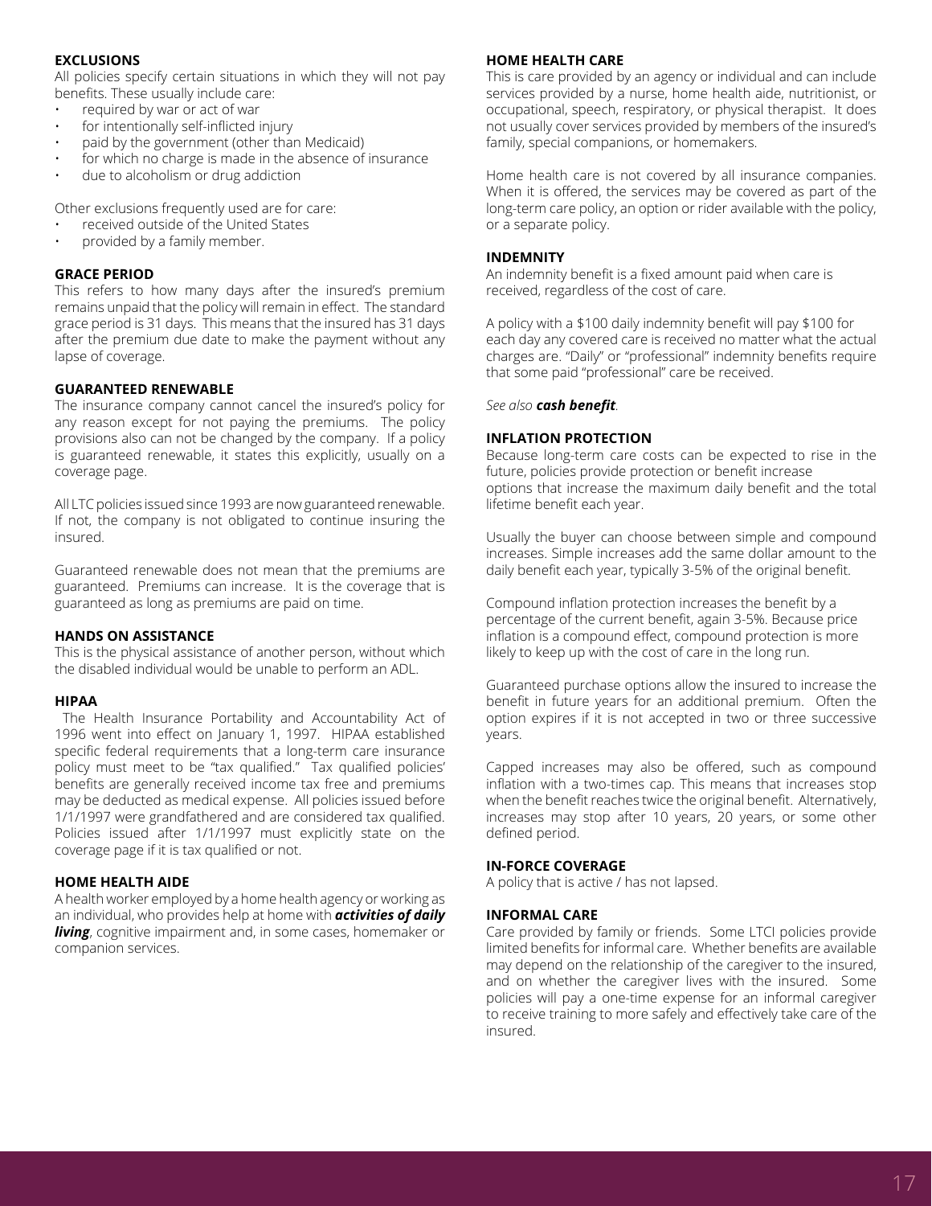### EXCLUSIONS

All policies specify certain situations in which they will not pay benefits. These usually include care:

- required by war or act of war
- for intentionally self-inflicted injury
- paid by the government (other than Medicaid)
- for which no charge is made in the absence of insurance
- due to alcoholism or drug addiction

Other exclusions frequently used are for care:

- received outside of the United States
- provided by a family member.

### GRACE PERIOD

This refers to how many days after the insured's premium remains unpaid that the policy will remain in effect. The standard grace period is 31 days. This means that the insured has 31 days after the premium due date to make the payment without any lapse of coverage.

### GUARANTEED RENEWABLE

The insurance company cannot cancel the insured's policy for any reason except for not paying the premiums. The policy provisions also can not be changed by the company. If a policy is guaranteed renewable, it states this explicitly, usually on a coverage page.

All LTC policies issued since 1993 are now guaranteed renewable. If not, the company is not obligated to continue insuring the insured.

Guaranteed renewable does not mean that the premiums are guaranteed. Premiums can increase. It is the coverage that is guaranteed as long as premiums are paid on time.

### HANDS ON ASSISTANCE

This is the physical assistance of another person, without which the disabled individual would be unable to perform an ADL.

### HIPAA

The Health Insurance Portability and Accountability Act of 1996 went into effect on January 1, 1997. HIPAA established specific federal requirements that a long-term care insurance policy must meet to be "tax qualified." Tax qualified policies' benefits are generally received income tax free and premiums may be deducted as medical expense. All policies issued before 1/1/1997 were grandfathered and are considered tax qualified. Policies issued after 1/1/1997 must explicitly state on the coverage page if it is tax qualified or not.

### HOME HEALTH AIDE

A health worker employed by a home health agency or working as an individual, who provides help at home with ***activities of daily living***, cognitive impairment and, in some cases, homemaker or companion services.

### HOME HEALTH CARE

This is care provided by an agency or individual and can include services provided by a nurse, home health aide, nutritionist, or occupational, speech, respiratory, or physical therapist. It does not usually cover services provided by members of the insured's family, special companions, or homemakers.

Home health care is not covered by all insurance companies. When it is offered, the services may be covered as part of the long-term care policy, an option or rider available with the policy, or a separate policy.

### INDEMNITY

An indemnity benefit is a fixed amount paid when care is received, regardless of the cost of care.

A policy with a $100 daily indemnity benefit will pay $100 for each day any covered care is received no matter what the actual charges are. "Daily" or "professional" indemnity benefits require that some paid "professional" care be received.

*See also **cash benefit**.*

### INFLATION PROTECTION

Because long-term care costs can be expected to rise in the future, policies provide protection or benefit increase options that increase the maximum daily benefit and the total lifetime benefit each year.

Usually the buyer can choose between simple and compound increases. Simple increases add the same dollar amount to the daily benefit each year, typically 3-5% of the original benefit.

Compound inflation protection increases the benefit by a percentage of the current benefit, again 3-5%. Because price inflation is a compound effect, compound protection is more likely to keep up with the cost of care in the long run.

Guaranteed purchase options allow the insured to increase the benefit in future years for an additional premium. Often the option expires if it is not accepted in two or three successive years.

Capped increases may also be offered, such as compound inflation with a two-times cap. This means that increases stop when the benefit reaches twice the original benefit. Alternatively, increases may stop after 10 years, 20 years, or some other defined period.

### IN-FORCE COVERAGE

A policy that is active / has not lapsed.

### INFORMAL CARE

Care provided by family or friends. Some LTCI policies provide limited benefits for informal care. Whether benefits are available may depend on the relationship of the caregiver to the insured, and on whether the caregiver lives with the insured. Some policies will pay a one-time expense for an informal caregiver to receive training to more safely and effectively take care of the insured.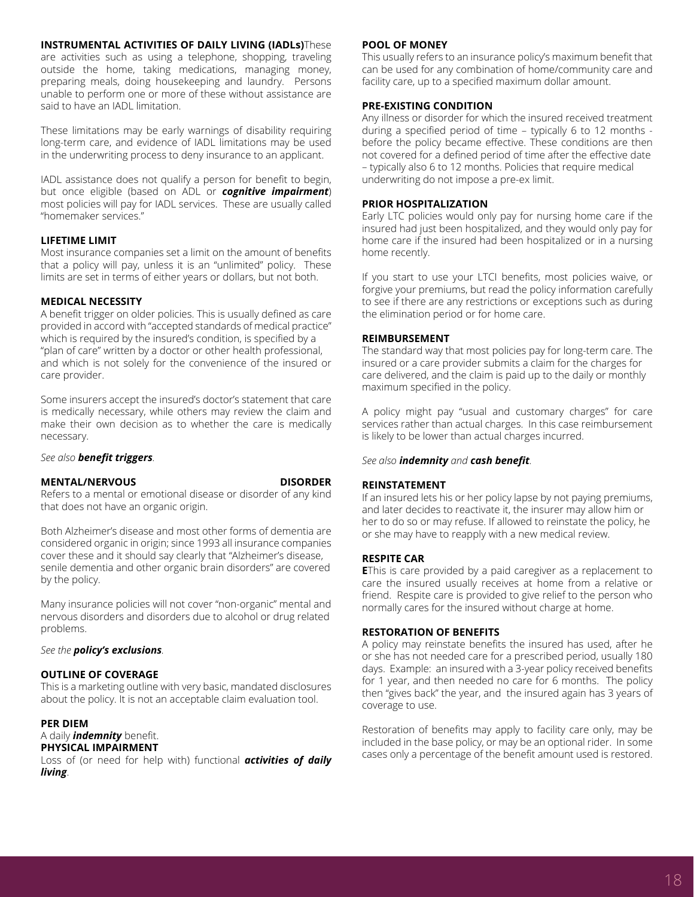**INSTRUMENTAL ACTIVITIES OF DAILY LIVING (IADLs)**These are activities such as using a telephone, shopping, traveling outside the home, taking medications, managing money, preparing meals, doing housekeeping and laundry. Persons unable to perform one or more of these without assistance are said to have an IADL limitation.

These limitations may be early warnings of disability requiring long-term care, and evidence of IADL limitations may be used in the underwriting process to deny insurance to an applicant.

IADL assistance does not qualify a person for benefit to begin, but once eligible (based on ADL or ***cognitive impairment***) most policies will pay for IADL services. These are usually called "homemaker services."

**LIFETIME LIMIT**

Most insurance companies set a limit on the amount of benefits that a policy will pay, unless it is an "unlimited" policy. These limits are set in terms of either years or dollars, but not both.

**MEDICAL NECESSITY**

A benefit trigger on older policies. This is usually defined as care provided in accord with "accepted standards of medical practice" which is required by the insured's condition, is specified by a "plan of care" written by a doctor or other health professional, and which is not solely for the convenience of the insured or care provider.

Some insurers accept the insured's doctor's statement that care is medically necessary, while others may review the claim and make their own decision as to whether the care is medically necessary.

*See also **benefit triggers**.*

**MENTAL/NERVOUS DISORDER**

Refers to a mental or emotional disease or disorder of any kind that does not have an organic origin.

Both Alzheimer's disease and most other forms of dementia are considered organic in origin; since 1993 all insurance companies cover these and it should say clearly that "Alzheimer's disease, senile dementia and other organic brain disorders" are covered by the policy.

Many insurance policies will not cover "non-organic" mental and nervous disorders and disorders due to alcohol or drug related problems.

*See the **policy's exclusions**.*

**OUTLINE OF COVERAGE**

This is a marketing outline with very basic, mandated disclosures about the policy. It is not an acceptable claim evaluation tool.

**PER DIEM**

A daily ***indemnity*** benefit.

**PHYSICAL IMPAIRMENT**

Loss of (or need for help with) functional ***activities of daily living***.

**POOL OF MONEY**

This usually refers to an insurance policy's maximum benefit that can be used for any combination of home/community care and facility care, up to a specified maximum dollar amount.

**PRE-EXISTING CONDITION**

Any illness or disorder for which the insured received treatment during a specified period of time – typically 6 to 12 months - before the policy became effective. These conditions are then not covered for a defined period of time after the effective date – typically also 6 to 12 months. Policies that require medical underwriting do not impose a pre-ex limit.

**PRIOR HOSPITALIZATION**

Early LTC policies would only pay for nursing home care if the insured had just been hospitalized, and they would only pay for home care if the insured had been hospitalized or in a nursing home recently.

If you start to use your LTCI benefits, most policies waive, or forgive your premiums, but read the policy information carefully to see if there are any restrictions or exceptions such as during the elimination period or for home care.

**REIMBURSEMENT**

The standard way that most policies pay for long-term care. The insured or a care provider submits a claim for the charges for care delivered, and the claim is paid up to the daily or monthly maximum specified in the policy.

A policy might pay "usual and customary charges" for care services rather than actual charges. In this case reimbursement is likely to be lower than actual charges incurred.

*See also **indemnity** and **cash benefit**.*

**REINSTATEMENT**

If an insured lets his or her policy lapse by not paying premiums, and later decides to reactivate it, the insurer may allow him or her to do so or may refuse. If allowed to reinstate the policy, he or she may have to reapply with a new medical review.

**RESPITE CAR**

**E**This is care provided by a paid caregiver as a replacement to care the insured usually receives at home from a relative or friend. Respite care is provided to give relief to the person who normally cares for the insured without charge at home.

**RESTORATION OF BENEFITS**

A policy may reinstate benefits the insured has used, after he or she has not needed care for a prescribed period, usually 180 days. Example: an insured with a 3-year policy received benefits for 1 year, and then needed no care for 6 months. The policy then "gives back" the year, and the insured again has 3 years of coverage to use.

Restoration of benefits may apply to facility care only, may be included in the base policy, or may be an optional rider. In some cases only a percentage of the benefit amount used is restored.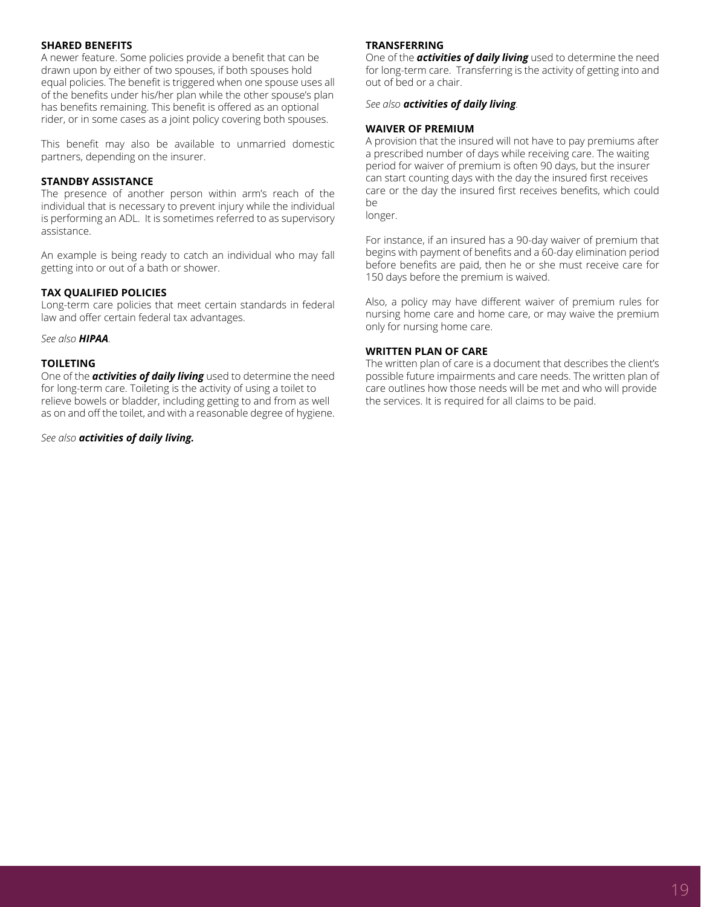**SHARED BENEFITS**

A newer feature. Some policies provide a benefit that can be drawn upon by either of two spouses, if both spouses hold equal policies. The benefit is triggered when one spouse uses all of the benefits under his/her plan while the other spouse's plan has benefits remaining. This benefit is offered as an optional rider, or in some cases as a joint policy covering both spouses.

This benefit may also be available to unmarried domestic partners, depending on the insurer.

**STANDBY ASSISTANCE**

The presence of another person within arm's reach of the individual that is necessary to prevent injury while the individual is performing an ADL. It is sometimes referred to as supervisory assistance.

An example is being ready to catch an individual who may fall getting into or out of a bath or shower.

**TAX QUALIFIED POLICIES**

Long-term care policies that meet certain standards in federal law and offer certain federal tax advantages.

*See also **HIPAA**.*

**TOILETING**

One of the ***activities of daily living*** used to determine the need for long-term care. Toileting is the activity of using a toilet to relieve bowels or bladder, including getting to and from as well as on and off the toilet, and with a reasonable degree of hygiene.

*See also **activities of daily living.***

**TRANSFERRING**

One of the ***activities of daily living*** used to determine the need for long-term care. Transferring is the activity of getting into and out of bed or a chair.

*See also **activities of daily living**.*

**WAIVER OF PREMIUM**

A provision that the insured will not have to pay premiums after a prescribed number of days while receiving care. The waiting period for waiver of premium is often 90 days, but the insurer can start counting days with the day the insured first receives care or the day the insured first receives benefits, which could be longer.

For instance, if an insured has a 90-day waiver of premium that begins with payment of benefits and a 60-day elimination period before benefits are paid, then he or she must receive care for 150 days before the premium is waived.

Also, a policy may have different waiver of premium rules for nursing home care and home care, or may waive the premium only for nursing home care.

**WRITTEN PLAN OF CARE**

The written plan of care is a document that describes the client's possible future impairments and care needs. The written plan of care outlines how those needs will be met and who will provide the services. It is required for all claims to be paid.